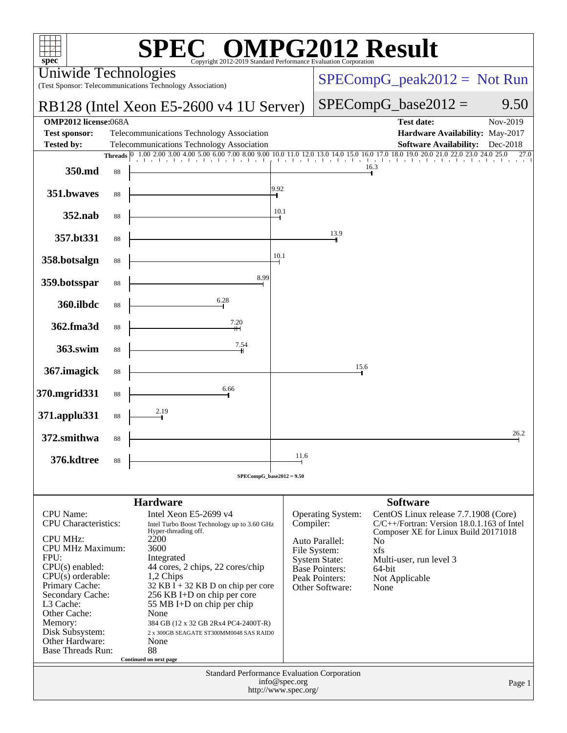# SPEC OMPG2012 Result

Copyright 2012-2019 Standard Performance Evaluation Corporation

**Uniwide Technologies**
(Test Sponsor: Telecommunications Technology Association)

**RB128 (Intel Xeon E5-2600 v4 1U Server)**

SPECompG_peak2012 = Not Run

SPECompG_base2012 = 9.50

| | | | |
|---|---|---|---|
| **OMP2012 license:** | 068A | **Test date:** | Nov-2019 |
| **Test sponsor:** | Telecommunications Technology Association | **Hardware Availability:** | May-2017 |
| **Tested by:** | Telecommunications Technology Association | **Software Availability:** | Dec-2018 |

| Benchmark | Threads | Base Ratio |
|---|---|---|
| 350.md | 88 | 16.3 |
| 351.bwaves | 88 | 9.92 |
| 352.nab | 88 | 10.1 |
| 357.bt331 | 88 | 13.9 |
| 358.botsalgn | 88 | 10.1 |
| 359.botsspar | 88 | 8.99 |
| 360.ilbdc | 88 | 6.28 |
| 362.fma3d | 88 | 7.20 |
| 363.swim | 88 | 7.54 |
| 367.imagick | 88 | 15.6 |
| 370.mgrid331 | 88 | 6.66 |
| 371.applu331 | 88 | 2.19 |
| 372.smithwa | 88 | 26.2 |
| 376.kdtree | 88 | 11.6 |

SPECompG_base2012 = 9.50

## Hardware

| | |
|---|---|
| CPU Name: | Intel Xeon E5-2699 v4 |
| CPU Characteristics: | Intel Turbo Boost Technology up to 3.60 GHz Hyper-threading off. |
| CPU MHz: | 2200 |
| CPU MHz Maximum: | 3600 |
| FPU: | Integrated |
| CPU(s) enabled: | 44 cores, 2 chips, 22 cores/chip |
| CPU(s) orderable: | 1,2 Chips |
| Primary Cache: | 32 KB I + 32 KB D on chip per core |
| Secondary Cache: | 256 KB I+D on chip per core |
| L3 Cache: | 55 MB I+D on chip per chip |
| Other Cache: | None |
| Memory: | 384 GB (12 x 32 GB 2Rx4 PC4-2400T-R) |
| Disk Subsystem: | 2 x 300GB SEAGATE ST300MM0048 SAS RAID0 |
| Other Hardware: | None |
| Base Threads Run: | 88 |

Continued on next page

## Software

| | |
|---|---|
| Operating System: | CentOS Linux release 7.7.1908 (Core) |
| Compiler: | C/C++/Fortran: Version 18.0.1.163 of Intel Composer XE for Linux Build 20171018 |
| Auto Parallel: | No |
| File System: | xfs |
| System State: | Multi-user, run level 3 |
| Base Pointers: | 64-bit |
| Peak Pointers: | Not Applicable |
| Other Software: | None |

Standard Performance Evaluation Corporation
info@spec.org
http://www.spec.org/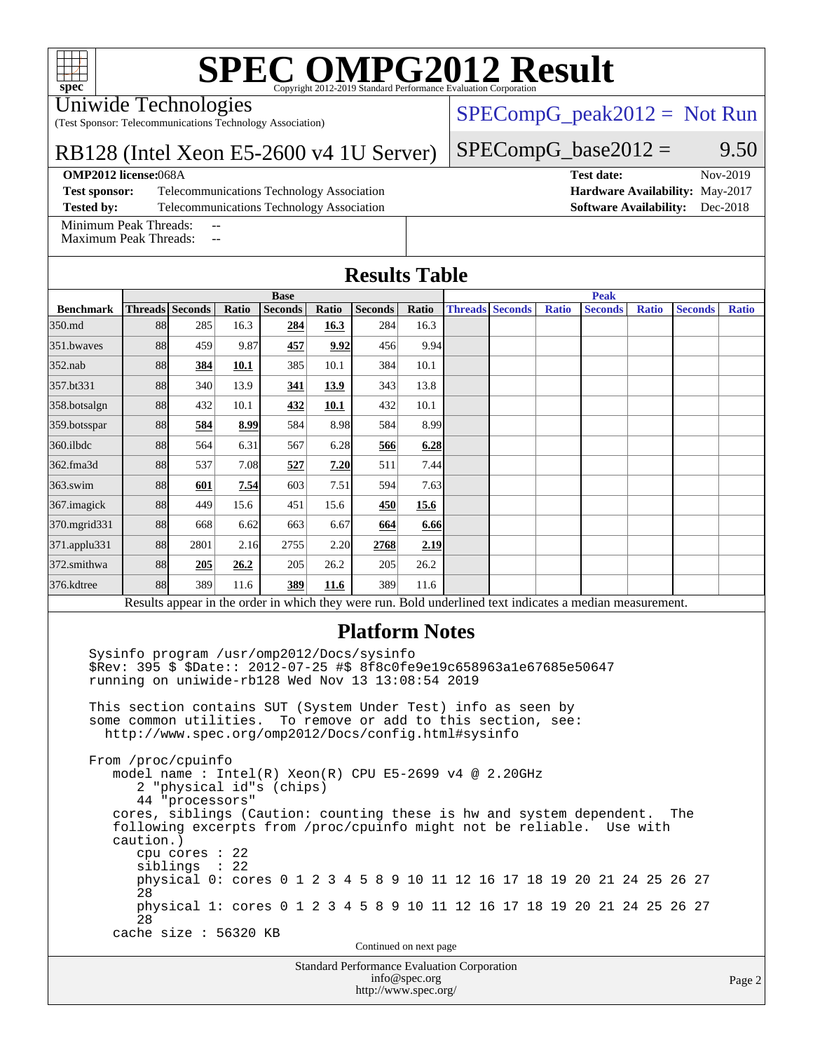# SPEC OMPG2012 Result

Copyright 2012-2019 Standard Performance Evaluation Corporation

Uniwide Technologies
(Test Sponsor: Telecommunications Technology Association)

RB128 (Intel Xeon E5-2600 v4 1U Server)

SPECompG_peak2012 = Not Run

SPECompG_base2012 = 9.50

**OMP2012 license:** 068A
**Test sponsor:** Telecommunications Technology Association
**Tested by:** Telecommunications Technology Association

**Test date:** Nov-2019
**Hardware Availability:** May-2017
**Software Availability:** Dec-2018

Minimum Peak Threads: --
Maximum Peak Threads: --

## Results Table

| | Base | | | | | | | Peak | | | | | | |
|---|---|---|---|---|---|---|---|---|---|---|---|---|---|---|
| **Benchmark** | **Threads** | **Seconds** | **Ratio** | **Seconds** | **Ratio** | **Seconds** | **Ratio** | **Threads** | **Seconds** | **Ratio** | **Seconds** | **Ratio** | **Seconds** | **Ratio** |
| 350.md | 88 | 285 | 16.3 | **284** | **16.3** | 284 | 16.3 | | | | | | | |
| 351.bwaves | 88 | 459 | 9.87 | **457** | **9.92** | 456 | 9.94 | | | | | | | |
| 352.nab | 88 | **384** | **10.1** | 385 | 10.1 | 384 | 10.1 | | | | | | | |
| 357.bt331 | 88 | 340 | 13.9 | **341** | **13.9** | 343 | 13.8 | | | | | | | |
| 358.botsalgn | 88 | 432 | 10.1 | **432** | **10.1** | 432 | 10.1 | | | | | | | |
| 359.botsspar | 88 | **584** | **8.99** | 584 | 8.98 | 584 | 8.99 | | | | | | | |
| 360.ilbdc | 88 | 564 | 6.31 | 567 | 6.28 | **566** | **6.28** | | | | | | | |
| 362.fma3d | 88 | 537 | 7.08 | **527** | **7.20** | 511 | 7.44 | | | | | | | |
| 363.swim | 88 | **601** | **7.54** | 603 | 7.51 | 594 | 7.63 | | | | | | | |
| 367.imagick | 88 | 449 | 15.6 | 451 | 15.6 | **450** | **15.6** | | | | | | | |
| 370.mgrid331 | 88 | 668 | 6.62 | 663 | 6.67 | **664** | **6.66** | | | | | | | |
| 371.applu331 | 88 | 2801 | 2.16 | 2755 | 2.20 | **2768** | **2.19** | | | | | | | |
| 372.smithwa | 88 | **205** | **26.2** | 205 | 26.2 | 205 | 26.2 | | | | | | | |
| 376.kdtree | 88 | 389 | 11.6 | **389** | **11.6** | 389 | 11.6 | | | | | | | |

Results appear in the order in which they were run. Bold underlined text indicates a median measurement.

## Platform Notes

```
Sysinfo program /usr/omp2012/Docs/sysinfo
$Rev: 395 $ $Date:: 2012-07-25 #$ 8f8c0fe9e19c658963a1e67685e50647
running on uniwide-rb128 Wed Nov 13 13:08:54 2019

This section contains SUT (System Under Test) info as seen by
some common utilities.  To remove or add to this section, see:
  http://www.spec.org/omp2012/Docs/config.html#sysinfo

From /proc/cpuinfo
   model name : Intel(R) Xeon(R) CPU E5-2699 v4 @ 2.20GHz
      2 "physical id"s (chips)
      44 "processors"
   cores, siblings (Caution: counting these is hw and system dependent.  The
   following excerpts from /proc/cpuinfo might not be reliable.  Use with
   caution.)
      cpu cores : 22
      siblings  : 22
      physical 0: cores 0 1 2 3 4 5 8 9 10 11 12 16 17 18 19 20 21 24 25 26 27
      28
      physical 1: cores 0 1 2 3 4 5 8 9 10 11 12 16 17 18 19 20 21 24 25 26 27
      28
   cache size : 56320 KB
```

Continued on next page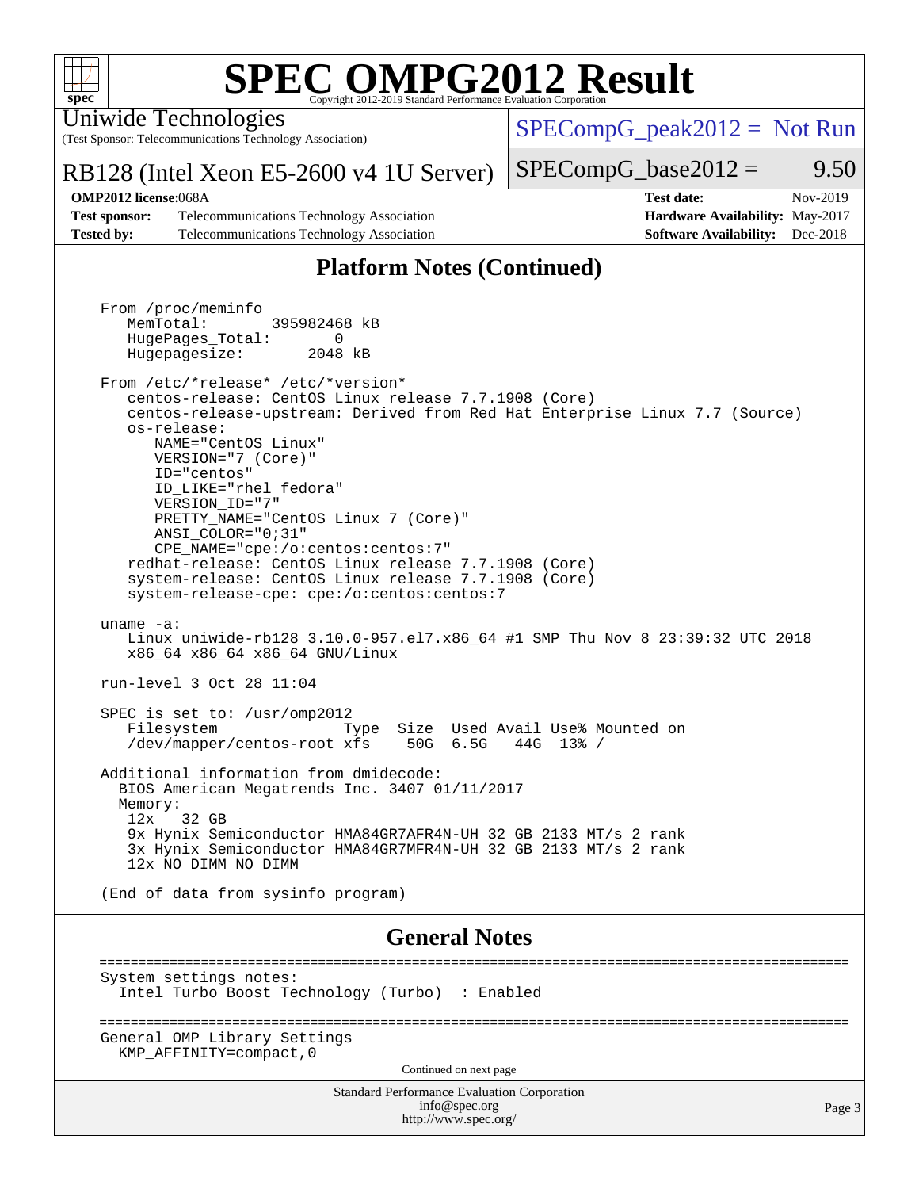# SPEC OMPG2012 Result

Uniwide Technologies
(Test Sponsor: Telecommunications Technology Association)

RB128 (Intel Xeon E5-2600 v4 1U Server)

SPECompG_peak2012 = Not Run

SPECompG_base2012 = 9.50

| | | | |
|---|---|---|---|
| **OMP2012 license:** | 068A | **Test date:** | Nov-2019 |
| **Test sponsor:** | Telecommunications Technology Association | **Hardware Availability:** | May-2017 |
| **Tested by:** | Telecommunications Technology Association | **Software Availability:** | Dec-2018 |

## Platform Notes (Continued)

```
From /proc/meminfo
   MemTotal:       395982468 kB
   HugePages_Total:       0
   Hugepagesize:       2048 kB

From /etc/*release* /etc/*version*
   centos-release: CentOS Linux release 7.7.1908 (Core)
   centos-release-upstream: Derived from Red Hat Enterprise Linux 7.7 (Source)
   os-release:
      NAME="CentOS Linux"
      VERSION="7 (Core)"
      ID="centos"
      ID_LIKE="rhel fedora"
      VERSION_ID="7"
      PRETTY_NAME="CentOS Linux 7 (Core)"
      ANSI_COLOR="0;31"
      CPE_NAME="cpe:/o:centos:centos:7"
   redhat-release: CentOS Linux release 7.7.1908 (Core)
   system-release: CentOS Linux release 7.7.1908 (Core)
   system-release-cpe: cpe:/o:centos:centos:7

uname -a:
   Linux uniwide-rb128 3.10.0-957.el7.x86_64 #1 SMP Thu Nov 8 23:39:32 UTC 2018
   x86_64 x86_64 x86_64 GNU/Linux

run-level 3 Oct 28 11:04

SPEC is set to: /usr/omp2012
   Filesystem              Type  Size  Used Avail Use% Mounted on
   /dev/mapper/centos-root xfs    50G  6.5G   44G  13% /

Additional information from dmidecode:
  BIOS American Megatrends Inc. 3407 01/11/2017
  Memory:
   12x   32 GB
   9x Hynix Semiconductor HMA84GR7AFR4N-UH 32 GB 2133 MT/s 2 rank
   3x Hynix Semiconductor HMA84GR7MFR4N-UH 32 GB 2133 MT/s 2 rank
   12x NO DIMM NO DIMM

(End of data from sysinfo program)
```

## General Notes

```
==============================================================================================
System settings notes:
  Intel Turbo Boost Technology (Turbo)  : Enabled

==============================================================================================
General OMP Library Settings
  KMP_AFFINITY=compact,0
```

Continued on next page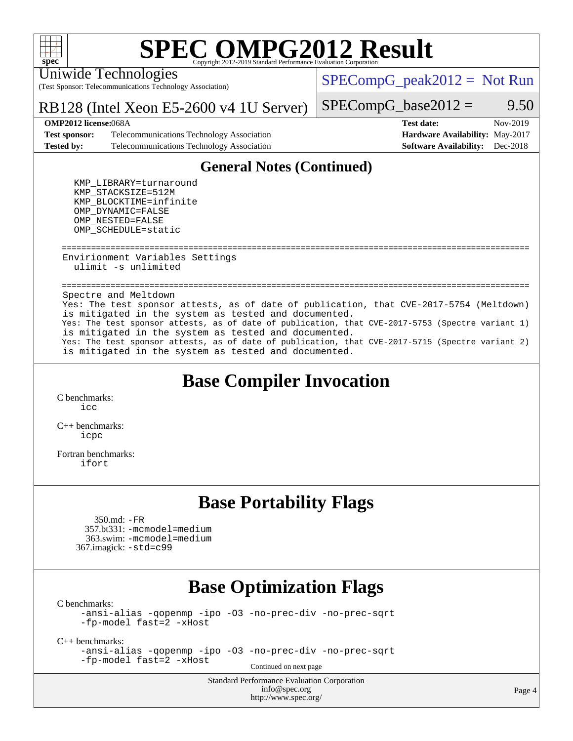## General Notes (Continued)

```
KMP_LIBRARY=turnaround
KMP_STACKSIZE=512M
KMP_BLOCKTIME=infinite
OMP_DYNAMIC=FALSE
OMP_NESTED=FALSE
OMP_SCHEDULE=static

==================================================================================
Envirionment Variables Settings
  ulimit -s unlimited

==================================================================================
Spectre and Meltdown
Yes: The test sponsor attests, as of date of publication, that CVE-2017-5754 (Meltdown)
is mitigated in the system as tested and documented.
Yes: The test sponsor attests, as of date of publication, that CVE-2017-5753 (Spectre variant 1)
is mitigated in the system as tested and documented.
Yes: The test sponsor attests, as of date of publication, that CVE-2017-5715 (Spectre variant 2)
is mitigated in the system as tested and documented.
```

## Base Compiler Invocation

C benchmarks:
icc

C++ benchmarks:
icpc

Fortran benchmarks:
ifort

## Base Portability Flags

350.md: -FR
357.bt331: -mcmodel=medium
363.swim: -mcmodel=medium
367.imagick: -std=c99

## Base Optimization Flags

C benchmarks:
-ansi-alias -qopenmp -ipo -O3 -no-prec-div -no-prec-sqrt -fp-model fast=2 -xHost

C++ benchmarks:
-ansi-alias -qopenmp -ipo -O3 -no-prec-div -no-prec-sqrt -fp-model fast=2 -xHost

Continued on next page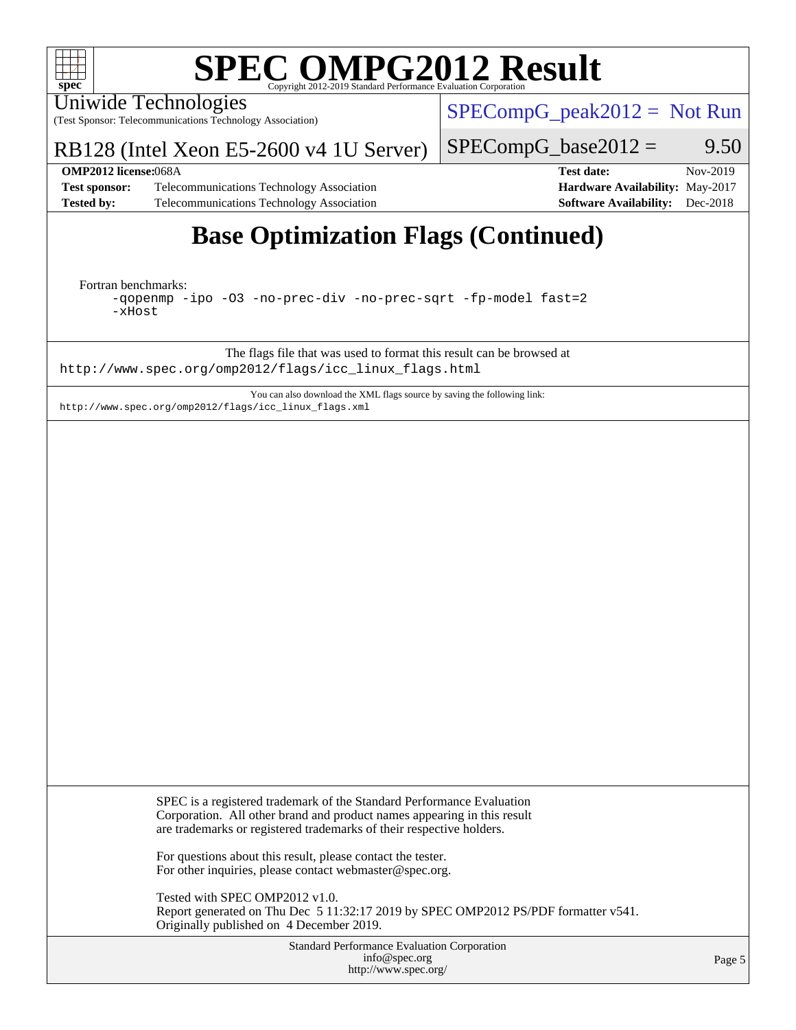# SPEC OMPG2012 Result

Copyright 2012-2019 Standard Performance Evaluation Corporation

Uniwide Technologies
(Test Sponsor: Telecommunications Technology Association)

RB128 (Intel Xeon E5-2600 v4 1U Server)

SPECompG_peak2012 = Not Run

SPECompG_base2012 = 9.50

| | | | |
|---|---|---|---|
| **OMP2012 license:** | 068A | **Test date:** | Nov-2019 |
| **Test sponsor:** | Telecommunications Technology Association | **Hardware Availability:** | May-2017 |
| **Tested by:** | Telecommunications Technology Association | **Software Availability:** | Dec-2018 |

## Base Optimization Flags (Continued)

Fortran benchmarks:

```
-qopenmp -ipo -O3 -no-prec-div -no-prec-sqrt -fp-model fast=2
-xHost
```

The flags file that was used to format this result can be browsed at
http://www.spec.org/omp2012/flags/icc_linux_flags.html

You can also download the XML flags source by saving the following link:
http://www.spec.org/omp2012/flags/icc_linux_flags.xml

SPEC is a registered trademark of the Standard Performance Evaluation Corporation. All other brand and product names appearing in this result are trademarks or registered trademarks of their respective holders.

For questions about this result, please contact the tester.
For other inquiries, please contact webmaster@spec.org.

Tested with SPEC OMP2012 v1.0.
Report generated on Thu Dec 5 11:32:17 2019 by SPEC OMP2012 PS/PDF formatter v541.
Originally published on 4 December 2019.

Standard Performance Evaluation Corporation
info@spec.org
http://www.spec.org/